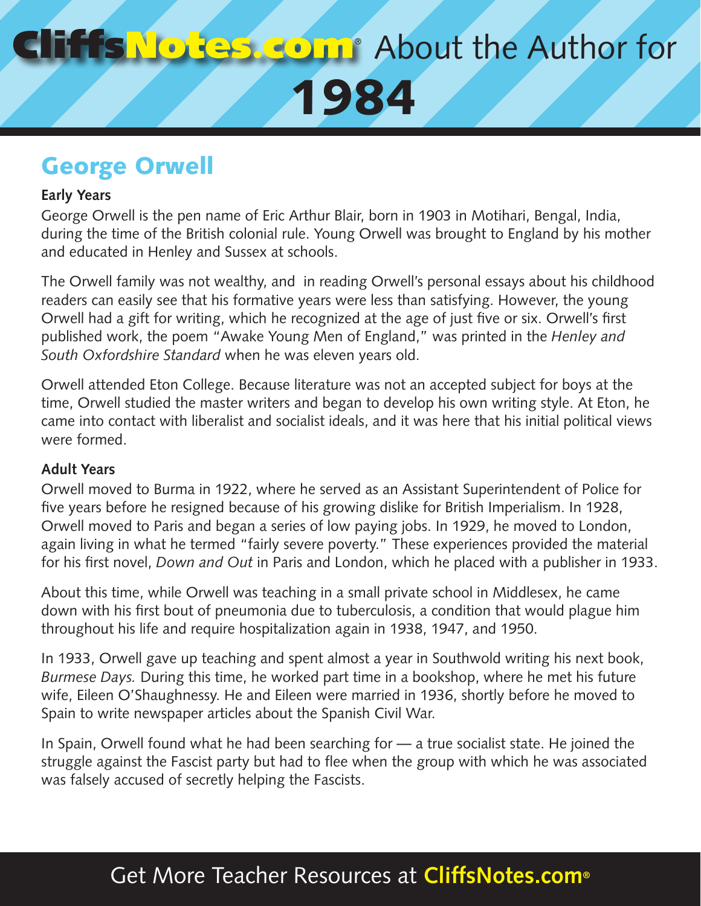# CliffsNotes.com® About the Author for 1984

## George Orwell

**Early Years**

George Orwell is the pen name of Eric Arthur Blair, born in 1903 in Motihari, Bengal, India, during the time of the British colonial rule. Young Orwell was brought to England by his mother and educated in Henley and Sussex at schools.

The Orwell family was not wealthy, and in reading Orwell's personal essays about his childhood readers can easily see that his formative years were less than satisfying. However, the young Orwell had a gift for writing, which he recognized at the age of just five or six. Orwell's first published work, the poem "Awake Young Men of England," was printed in the *Henley and South Oxfordshire Standard* when he was eleven years old.

Orwell attended Eton College. Because literature was not an accepted subject for boys at the time, Orwell studied the master writers and began to develop his own writing style. At Eton, he came into contact with liberalist and socialist ideals, and it was here that his initial political views were formed.

**Adult Years**

Orwell moved to Burma in 1922, where he served as an Assistant Superintendent of Police for five years before he resigned because of his growing dislike for British Imperialism. In 1928, Orwell moved to Paris and began a series of low paying jobs. In 1929, he moved to London, again living in what he termed "fairly severe poverty." These experiences provided the material for his first novel, *Down and Out* in Paris and London, which he placed with a publisher in 1933.

About this time, while Orwell was teaching in a small private school in Middlesex, he came down with his first bout of pneumonia due to tuberculosis, a condition that would plague him throughout his life and require hospitalization again in 1938, 1947, and 1950.

In 1933, Orwell gave up teaching and spent almost a year in Southwold writing his next book, *Burmese Days.* During this time, he worked part time in a bookshop, where he met his future wife, Eileen O'Shaughnessy. He and Eileen were married in 1936, shortly before he moved to Spain to write newspaper articles about the Spanish Civil War.

In Spain, Orwell found what he had been searching for — a true socialist state. He joined the struggle against the Fascist party but had to flee when the group with which he was associated was falsely accused of secretly helping the Fascists.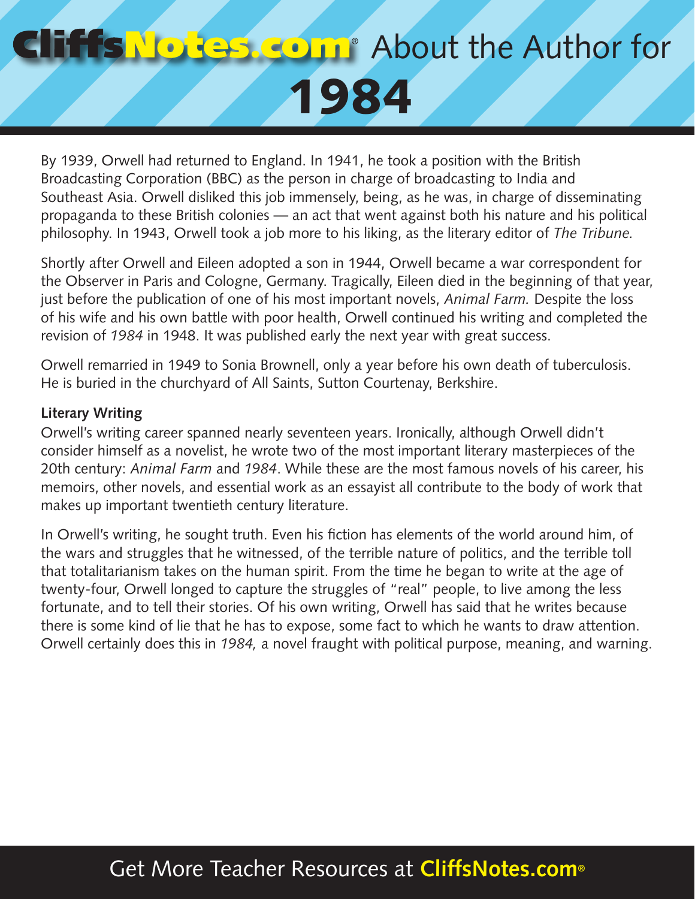By 1939, Orwell had returned to England. In 1941, he took a position with the British Broadcasting Corporation (BBC) as the person in charge of broadcasting to India and Southeast Asia. Orwell disliked this job immensely, being, as he was, in charge of disseminating propaganda to these British colonies — an act that went against both his nature and his political philosophy. In 1943, Orwell took a job more to his liking, as the literary editor of *The Tribune.*

Shortly after Orwell and Eileen adopted a son in 1944, Orwell became a war correspondent for the Observer in Paris and Cologne, Germany. Tragically, Eileen died in the beginning of that year, just before the publication of one of his most important novels, *Animal Farm.* Despite the loss of his wife and his own battle with poor health, Orwell continued his writing and completed the revision of *1984* in 1948. It was published early the next year with great success.

Orwell remarried in 1949 to Sonia Brownell, only a year before his own death of tuberculosis. He is buried in the churchyard of All Saints, Sutton Courtenay, Berkshire.

**Literary Writing**

Orwell's writing career spanned nearly seventeen years. Ironically, although Orwell didn't consider himself as a novelist, he wrote two of the most important literary masterpieces of the 20th century: *Animal Farm* and *1984*. While these are the most famous novels of his career, his memoirs, other novels, and essential work as an essayist all contribute to the body of work that makes up important twentieth century literature.

In Orwell's writing, he sought truth. Even his fiction has elements of the world around him, of the wars and struggles that he witnessed, of the terrible nature of politics, and the terrible toll that totalitarianism takes on the human spirit. From the time he began to write at the age of twenty-four, Orwell longed to capture the struggles of "real" people, to live among the less fortunate, and to tell their stories. Of his own writing, Orwell has said that he writes because there is some kind of lie that he has to expose, some fact to which he wants to draw attention. Orwell certainly does this in *1984,* a novel fraught with political purpose, meaning, and warning.